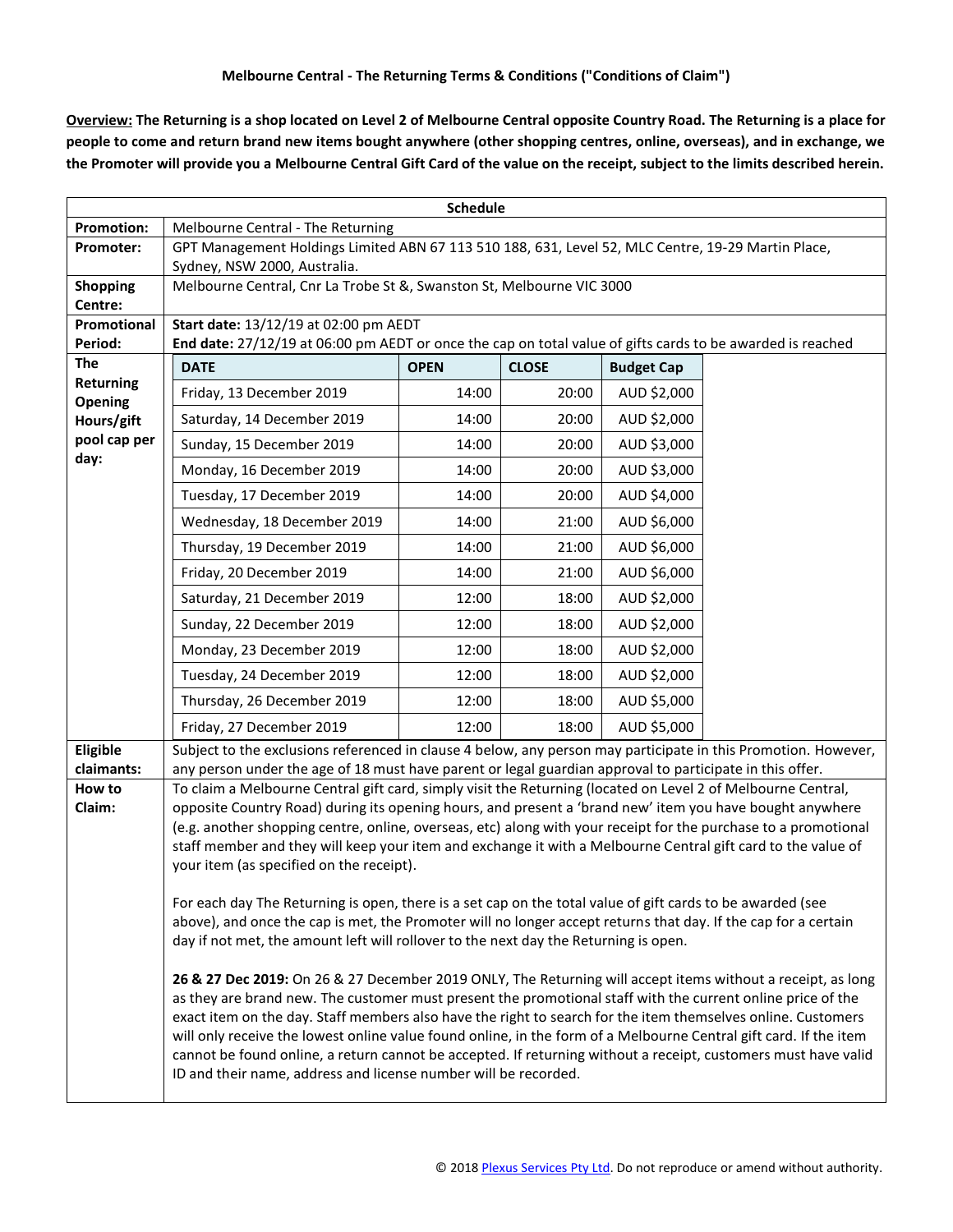**Melbourne Central - The Returning Terms & Conditions ("Conditions of Claim")**

**<u>Overview:</u> The Returning is a shop located on Level 2 of Melbourne Central opposite Country Road. The Returning is a place for people to come and return brand new items bought anywhere (other shopping centres, online, overseas), and in exchange, we the Promoter will provide you a Melbourne Central Gift Card of the value on the receipt, subject to the limits described herein.**

| **Schedule** | |
|---|---|
| **Promotion:** | Melbourne Central - The Returning |
| **Promoter:** | GPT Management Holdings Limited ABN 67 113 510 188, 631, Level 52, MLC Centre, 19-29 Martin Place, Sydney, NSW 2000, Australia. |
| **Shopping Centre:** | Melbourne Central, Cnr La Trobe St &, Swanston St, Melbourne VIC 3000 |
| **Promotional Period:** | **Start date:** 13/12/19 at 02:00 pm AEDT<br>**End date:** 27/12/19 at 06:00 pm AEDT or once the cap on total value of gifts cards to be awarded is reached |
| **The Returning Opening Hours/gift pool cap per day:** | See table below |
| **Eligible claimants:** | Subject to the exclusions referenced in clause 4 below, any person may participate in this Promotion. However, any person under the age of 18 must have parent or legal guardian approval to participate in this offer. |
| **How to Claim:** | To claim a Melbourne Central gift card, simply visit the Returning (located on Level 2 of Melbourne Central, opposite Country Road) during its opening hours, and present a 'brand new' item you have bought anywhere (e.g. another shopping centre, online, overseas, etc) along with your receipt for the purchase to a promotional staff member and they will keep your item and exchange it with a Melbourne Central gift card to the value of your item (as specified on the receipt).<br><br>For each day The Returning is open, there is a set cap on the total value of gift cards to be awarded (see above), and once the cap is met, the Promoter will no longer accept returns that day. If the cap for a certain day if not met, the amount left will rollover to the next day the Returning is open.<br><br>**26 & 27 Dec 2019:** On 26 & 27 December 2019 ONLY, The Returning will accept items without a receipt, as long as they are brand new. The customer must present the promotional staff with the current online price of the exact item on the day. Staff members also have the right to search for the item themselves online. Customers will only receive the lowest online value found online, in the form of a Melbourne Central gift card. If the item cannot be found online, a return cannot be accepted. If returning without a receipt, customers must have valid ID and their name, address and license number will be recorded. |

**The Returning Opening Hours/gift pool cap per day:**

| DATE | OPEN | CLOSE | Budget Cap |
|---|---|---|---|
| Friday, 13 December 2019 | 14:00 | 20:00 | AUD $2,000 |
| Saturday, 14 December 2019 | 14:00 | 20:00 | AUD $2,000 |
| Sunday, 15 December 2019 | 14:00 | 20:00 | AUD $3,000 |
| Monday, 16 December 2019 | 14:00 | 20:00 | AUD $3,000 |
| Tuesday, 17 December 2019 | 14:00 | 20:00 | AUD $4,000 |
| Wednesday, 18 December 2019 | 14:00 | 21:00 | AUD $6,000 |
| Thursday, 19 December 2019 | 14:00 | 21:00 | AUD $6,000 |
| Friday, 20 December 2019 | 14:00 | 21:00 | AUD $6,000 |
| Saturday, 21 December 2019 | 12:00 | 18:00 | AUD $2,000 |
| Sunday, 22 December 2019 | 12:00 | 18:00 | AUD $2,000 |
| Monday, 23 December 2019 | 12:00 | 18:00 | AUD $2,000 |
| Tuesday, 24 December 2019 | 12:00 | 18:00 | AUD $2,000 |
| Thursday, 26 December 2019 | 12:00 | 18:00 | AUD $5,000 |
| Friday, 27 December 2019 | 12:00 | 18:00 | AUD $5,000 |

© 2018 Plexus Services Pty Ltd. Do not reproduce or amend without authority.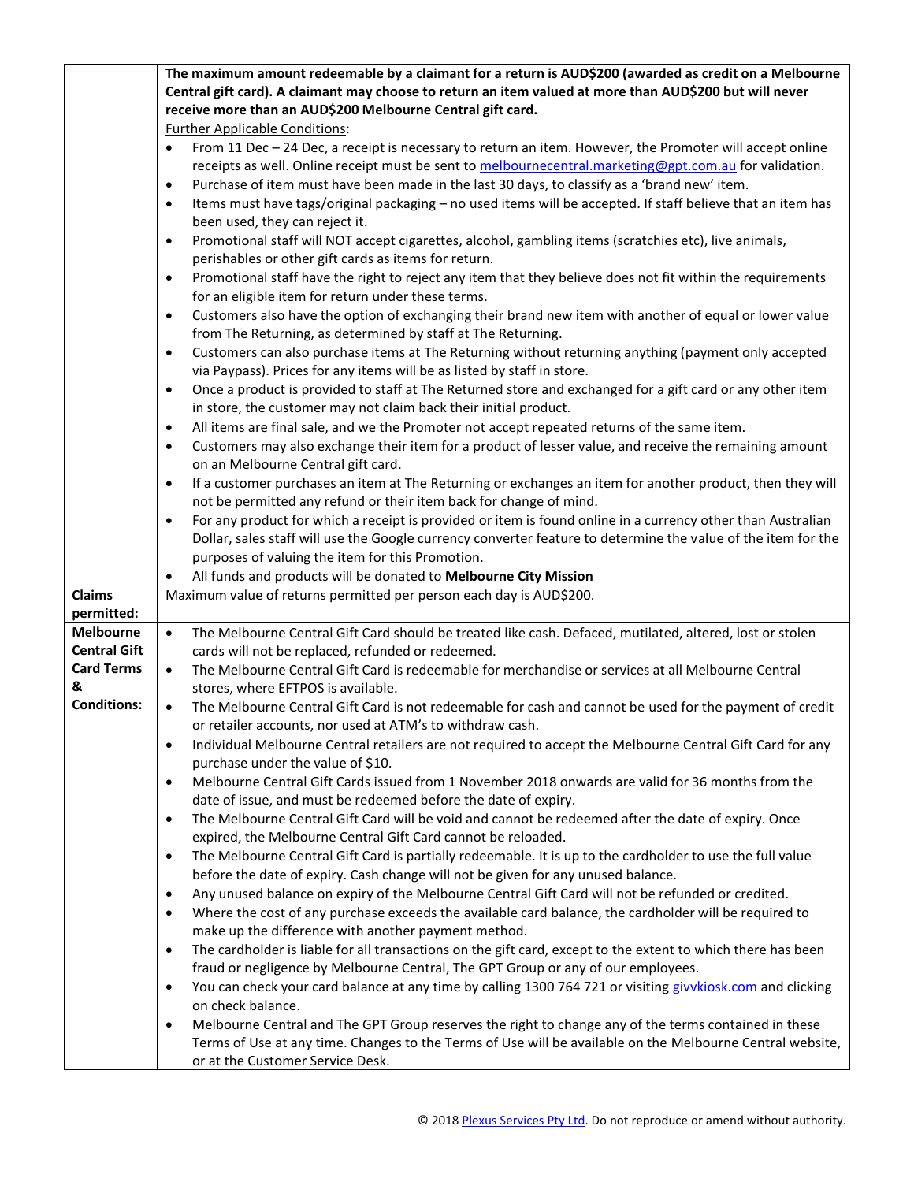| | |
|---|---|
| | **The maximum amount redeemable by a claimant for a return is AUD$200 (awarded as credit on a Melbourne Central gift card). A claimant may choose to return an item valued at more than AUD$200 but will never receive more than an AUD$200 Melbourne Central gift card.**<br>Further Applicable Conditions:<br>• From 11 Dec – 24 Dec, a receipt is necessary to return an item. However, the Promoter will accept online receipts as well. Online receipt must be sent to melbournecentral.marketing@gpt.com.au for validation.<br>• Purchase of item must have been made in the last 30 days, to classify as a 'brand new' item.<br>• Items must have tags/original packaging – no used items will be accepted. If staff believe that an item has been used, they can reject it.<br>• Promotional staff will NOT accept cigarettes, alcohol, gambling items (scratchies etc), live animals, perishables or other gift cards as items for return.<br>• Promotional staff have the right to reject any item that they believe does not fit within the requirements for an eligible item for return under these terms.<br>• Customers also have the option of exchanging their brand new item with another of equal or lower value from The Returning, as determined by staff at The Returning.<br>• Customers can also purchase items at The Returning without returning anything (payment only accepted via Paypass). Prices for any items will be as listed by staff in store.<br>• Once a product is provided to staff at The Returned store and exchanged for a gift card or any other item in store, the customer may not claim back their initial product.<br>• All items are final sale, and we the Promoter not accept repeated returns of the same item.<br>• Customers may also exchange their item for a product of lesser value, and receive the remaining amount on an Melbourne Central gift card.<br>• If a customer purchases an item at The Returning or exchanges an item for another product, then they will not be permitted any refund or their item back for change of mind.<br>• For any product for which a receipt is provided or item is found online in a currency other than Australian Dollar, sales staff will use the Google currency converter feature to determine the value of the item for the purposes of valuing the item for this Promotion.<br>• All funds and products will be donated to **Melbourne City Mission** |
| **Claims permitted:** | Maximum value of returns permitted per person each day is AUD$200. |
| **Melbourne Central Gift Card Terms & Conditions:** | • The Melbourne Central Gift Card should be treated like cash. Defaced, mutilated, altered, lost or stolen cards will not be replaced, refunded or redeemed.<br>• The Melbourne Central Gift Card is redeemable for merchandise or services at all Melbourne Central stores, where EFTPOS is available.<br>• The Melbourne Central Gift Card is not redeemable for cash and cannot be used for the payment of credit or retailer accounts, nor used at ATM's to withdraw cash.<br>• Individual Melbourne Central retailers are not required to accept the Melbourne Central Gift Card for any purchase under the value of $10.<br>• Melbourne Central Gift Cards issued from 1 November 2018 onwards are valid for 36 months from the date of issue, and must be redeemed before the date of expiry.<br>• The Melbourne Central Gift Card will be void and cannot be redeemed after the date of expiry. Once expired, the Melbourne Central Gift Card cannot be reloaded.<br>• The Melbourne Central Gift Card is partially redeemable. It is up to the cardholder to use the full value before the date of expiry. Cash change will not be given for any unused balance.<br>• Any unused balance on expiry of the Melbourne Central Gift Card will not be refunded or credited.<br>• Where the cost of any purchase exceeds the available card balance, the cardholder will be required to make up the difference with another payment method.<br>• The cardholder is liable for all transactions on the gift card, except to the extent to which there has been fraud or negligence by Melbourne Central, The GPT Group or any of our employees.<br>• You can check your card balance at any time by calling 1300 764 721 or visiting givvkiosk.com and clicking on check balance.<br>• Melbourne Central and The GPT Group reserves the right to change any of the terms contained in these Terms of Use at any time. Changes to the Terms of Use will be available on the Melbourne Central website, or at the Customer Service Desk. |

© 2018 Plexus Services Pty Ltd. Do not reproduce or amend without authority.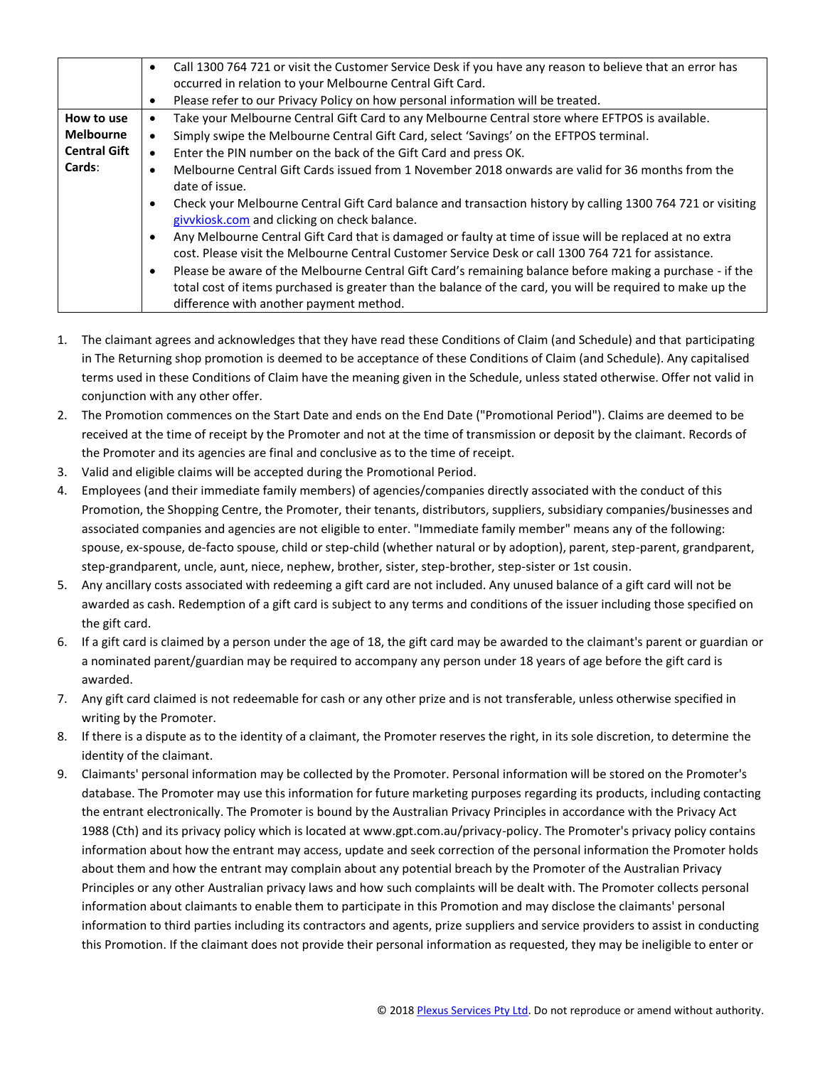| | |
|---|---|
| | • Call 1300 764 721 or visit the Customer Service Desk if you have any reason to believe that an error has occurred in relation to your Melbourne Central Gift Card.<br>• Please refer to our Privacy Policy on how personal information will be treated. |
| **How to use Melbourne Central Gift Cards**: | • Take your Melbourne Central Gift Card to any Melbourne Central store where EFTPOS is available.<br>• Simply swipe the Melbourne Central Gift Card, select 'Savings' on the EFTPOS terminal.<br>• Enter the PIN number on the back of the Gift Card and press OK.<br>• Melbourne Central Gift Cards issued from 1 November 2018 onwards are valid for 36 months from the date of issue.<br>• Check your Melbourne Central Gift Card balance and transaction history by calling 1300 764 721 or visiting givvkiosk.com and clicking on check balance.<br>• Any Melbourne Central Gift Card that is damaged or faulty at time of issue will be replaced at no extra cost. Please visit the Melbourne Central Customer Service Desk or call 1300 764 721 for assistance.<br>• Please be aware of the Melbourne Central Gift Card's remaining balance before making a purchase - if the total cost of items purchased is greater than the balance of the card, you will be required to make up the difference with another payment method. |

1. The claimant agrees and acknowledges that they have read these Conditions of Claim (and Schedule) and that participating in The Returning shop promotion is deemed to be acceptance of these Conditions of Claim (and Schedule). Any capitalised terms used in these Conditions of Claim have the meaning given in the Schedule, unless stated otherwise. Offer not valid in conjunction with any other offer.
2. The Promotion commences on the Start Date and ends on the End Date ("Promotional Period"). Claims are deemed to be received at the time of receipt by the Promoter and not at the time of transmission or deposit by the claimant. Records of the Promoter and its agencies are final and conclusive as to the time of receipt.
3. Valid and eligible claims will be accepted during the Promotional Period.
4. Employees (and their immediate family members) of agencies/companies directly associated with the conduct of this Promotion, the Shopping Centre, the Promoter, their tenants, distributors, suppliers, subsidiary companies/businesses and associated companies and agencies are not eligible to enter. "Immediate family member" means any of the following: spouse, ex-spouse, de-facto spouse, child or step-child (whether natural or by adoption), parent, step-parent, grandparent, step-grandparent, uncle, aunt, niece, nephew, brother, sister, step-brother, step-sister or 1st cousin.
5. Any ancillary costs associated with redeeming a gift card are not included. Any unused balance of a gift card will not be awarded as cash. Redemption of a gift card is subject to any terms and conditions of the issuer including those specified on the gift card.
6. If a gift card is claimed by a person under the age of 18, the gift card may be awarded to the claimant's parent or guardian or a nominated parent/guardian may be required to accompany any person under 18 years of age before the gift card is awarded.
7. Any gift card claimed is not redeemable for cash or any other prize and is not transferable, unless otherwise specified in writing by the Promoter.
8. If there is a dispute as to the identity of a claimant, the Promoter reserves the right, in its sole discretion, to determine the identity of the claimant.
9. Claimants' personal information may be collected by the Promoter. Personal information will be stored on the Promoter's database. The Promoter may use this information for future marketing purposes regarding its products, including contacting the entrant electronically. The Promoter is bound by the Australian Privacy Principles in accordance with the Privacy Act 1988 (Cth) and its privacy policy which is located at www.gpt.com.au/privacy-policy. The Promoter's privacy policy contains information about how the entrant may access, update and seek correction of the personal information the Promoter holds about them and how the entrant may complain about any potential breach by the Promoter of the Australian Privacy Principles or any other Australian privacy laws and how such complaints will be dealt with. The Promoter collects personal information about claimants to enable them to participate in this Promotion and may disclose the claimants' personal information to third parties including its contractors and agents, prize suppliers and service providers to assist in conducting this Promotion. If the claimant does not provide their personal information as requested, they may be ineligible to enter or

© 2018 Plexus Services Pty Ltd. Do not reproduce or amend without authority.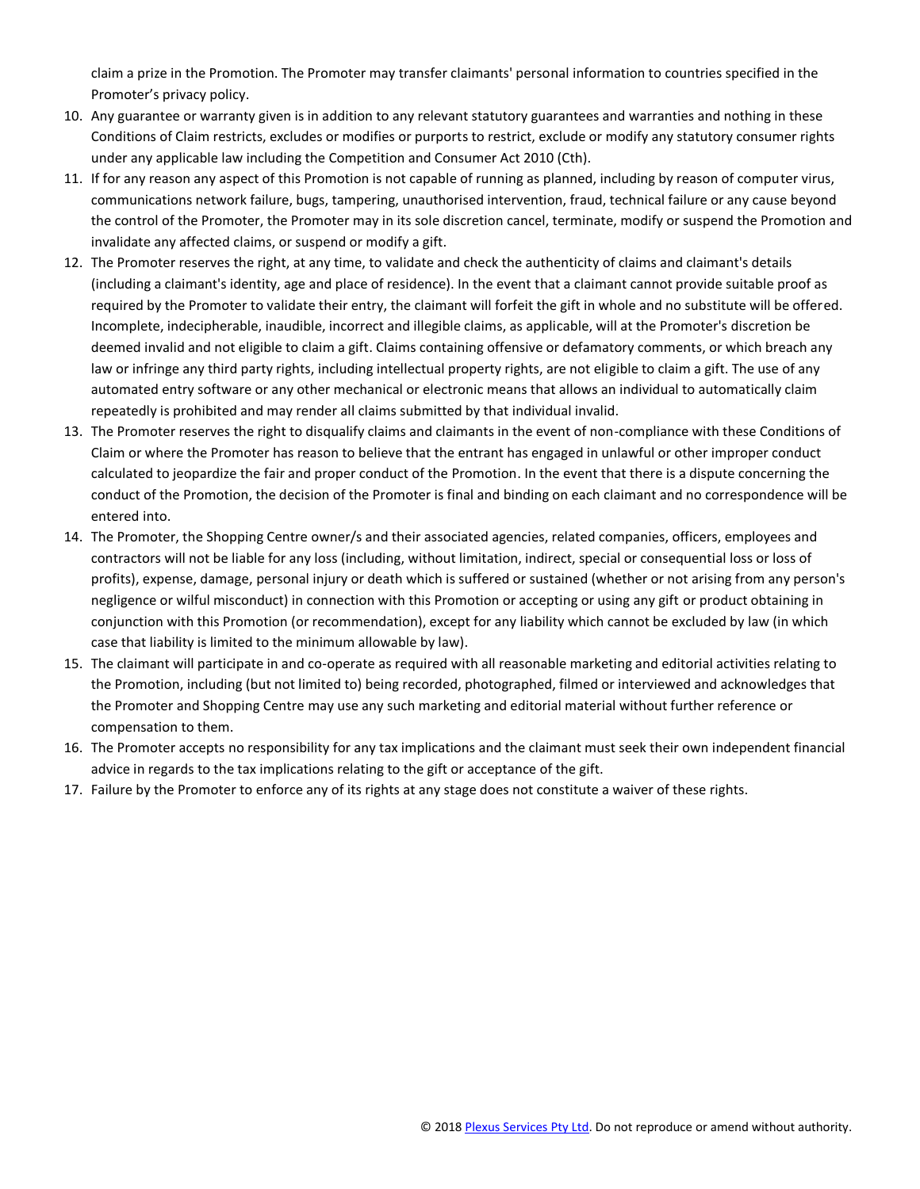claim a prize in the Promotion. The Promoter may transfer claimants' personal information to countries specified in the Promoter's privacy policy.

10. Any guarantee or warranty given is in addition to any relevant statutory guarantees and warranties and nothing in these Conditions of Claim restricts, excludes or modifies or purports to restrict, exclude or modify any statutory consumer rights under any applicable law including the Competition and Consumer Act 2010 (Cth).
11. If for any reason any aspect of this Promotion is not capable of running as planned, including by reason of computer virus, communications network failure, bugs, tampering, unauthorised intervention, fraud, technical failure or any cause beyond the control of the Promoter, the Promoter may in its sole discretion cancel, terminate, modify or suspend the Promotion and invalidate any affected claims, or suspend or modify a gift.
12. The Promoter reserves the right, at any time, to validate and check the authenticity of claims and claimant's details (including a claimant's identity, age and place of residence). In the event that a claimant cannot provide suitable proof as required by the Promoter to validate their entry, the claimant will forfeit the gift in whole and no substitute will be offered. Incomplete, indecipherable, inaudible, incorrect and illegible claims, as applicable, will at the Promoter's discretion be deemed invalid and not eligible to claim a gift. Claims containing offensive or defamatory comments, or which breach any law or infringe any third party rights, including intellectual property rights, are not eligible to claim a gift. The use of any automated entry software or any other mechanical or electronic means that allows an individual to automatically claim repeatedly is prohibited and may render all claims submitted by that individual invalid.
13. The Promoter reserves the right to disqualify claims and claimants in the event of non-compliance with these Conditions of Claim or where the Promoter has reason to believe that the entrant has engaged in unlawful or other improper conduct calculated to jeopardize the fair and proper conduct of the Promotion. In the event that there is a dispute concerning the conduct of the Promotion, the decision of the Promoter is final and binding on each claimant and no correspondence will be entered into.
14. The Promoter, the Shopping Centre owner/s and their associated agencies, related companies, officers, employees and contractors will not be liable for any loss (including, without limitation, indirect, special or consequential loss or loss of profits), expense, damage, personal injury or death which is suffered or sustained (whether or not arising from any person's negligence or wilful misconduct) in connection with this Promotion or accepting or using any gift or product obtaining in conjunction with this Promotion (or recommendation), except for any liability which cannot be excluded by law (in which case that liability is limited to the minimum allowable by law).
15. The claimant will participate in and co-operate as required with all reasonable marketing and editorial activities relating to the Promotion, including (but not limited to) being recorded, photographed, filmed or interviewed and acknowledges that the Promoter and Shopping Centre may use any such marketing and editorial material without further reference or compensation to them.
16. The Promoter accepts no responsibility for any tax implications and the claimant must seek their own independent financial advice in regards to the tax implications relating to the gift or acceptance of the gift.
17. Failure by the Promoter to enforce any of its rights at any stage does not constitute a waiver of these rights.

© 2018 Plexus Services Pty Ltd. Do not reproduce or amend without authority.